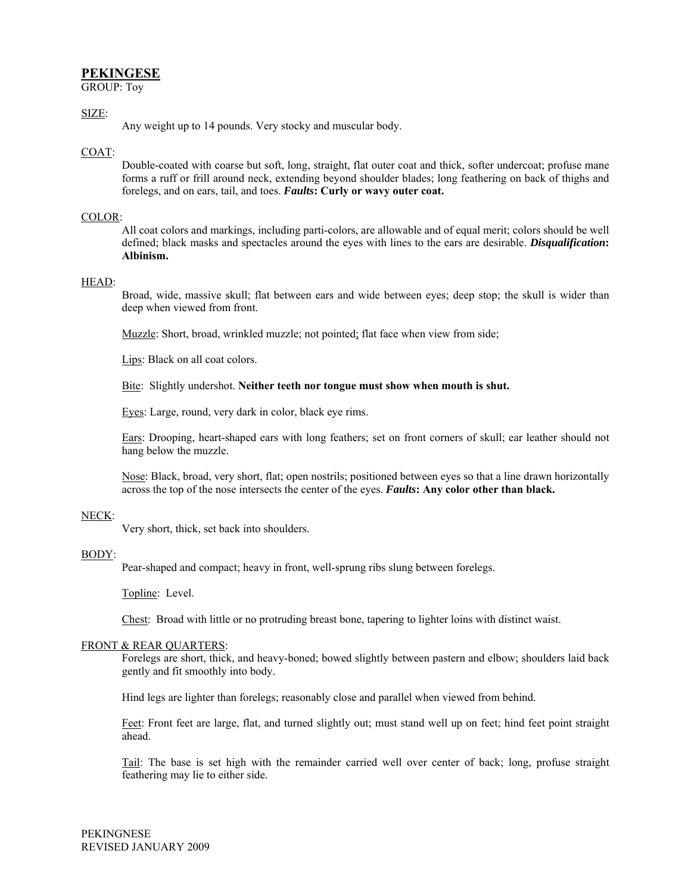# PEKINGESE

GROUP: Toy

SIZE:

Any weight up to 14 pounds. Very stocky and muscular body.

COAT:

Double-coated with coarse but soft, long, straight, flat outer coat and thick, softer undercoat; profuse mane forms a ruff or frill around neck, extending beyond shoulder blades; long feathering on back of thighs and forelegs, and on ears, tail, and toes. ***Faults*: Curly or wavy outer coat.**

COLOR:

All coat colors and markings, including parti-colors, are allowable and of equal merit; colors should be well defined; black masks and spectacles around the eyes with lines to the ears are desirable. ***Disqualification*: Albinism.**

HEAD:

Broad, wide, massive skull; flat between ears and wide between eyes; deep stop; the skull is wider than deep when viewed from front.

Muzzle: Short, broad, wrinkled muzzle; not pointed; flat face when view from side;

Lips: Black on all coat colors.

Bite: Slightly undershot. **Neither teeth nor tongue must show when mouth is shut.**

Eyes: Large, round, very dark in color, black eye rims.

Ears: Drooping, heart-shaped ears with long feathers; set on front corners of skull; ear leather should not hang below the muzzle.

Nose: Black, broad, very short, flat; open nostrils; positioned between eyes so that a line drawn horizontally across the top of the nose intersects the center of the eyes. ***Faults*: Any color other than black.**

NECK:

Very short, thick, set back into shoulders.

BODY:

Pear-shaped and compact; heavy in front, well-sprung ribs slung between forelegs.

Topline: Level.

Chest: Broad with little or no protruding breast bone, tapering to lighter loins with distinct waist.

FRONT & REAR QUARTERS:

Forelegs are short, thick, and heavy-boned; bowed slightly between pastern and elbow; shoulders laid back gently and fit smoothly into body.

Hind legs are lighter than forelegs; reasonably close and parallel when viewed from behind.

Feet: Front feet are large, flat, and turned slightly out; must stand well up on feet; hind feet point straight ahead.

Tail: The base is set high with the remainder carried well over center of back; long, profuse straight feathering may lie to either side.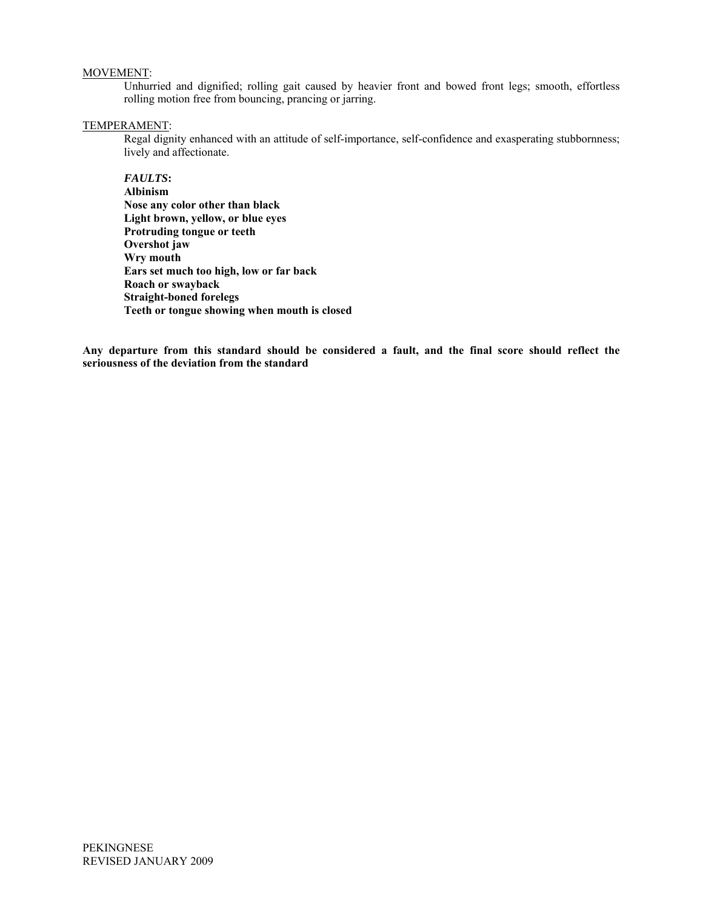MOVEMENT:

Unhurried and dignified; rolling gait caused by heavier front and bowed front legs; smooth, effortless rolling motion free from bouncing, prancing or jarring.

TEMPERAMENT:

Regal dignity enhanced with an attitude of self-importance, self-confidence and exasperating stubbornness; lively and affectionate.

***FAULTS*:**
**Albinism**
**Nose any color other than black**
**Light brown, yellow, or blue eyes**
**Protruding tongue or teeth**
**Overshot jaw**
**Wry mouth**
**Ears set much too high, low or far back**
**Roach or swayback**
**Straight-boned forelegs**
**Teeth or tongue showing when mouth is closed**

**Any departure from this standard should be considered a fault, and the final score should reflect the seriousness of the deviation from the standard**

PEKINGNESE
REVISED JANUARY 2009